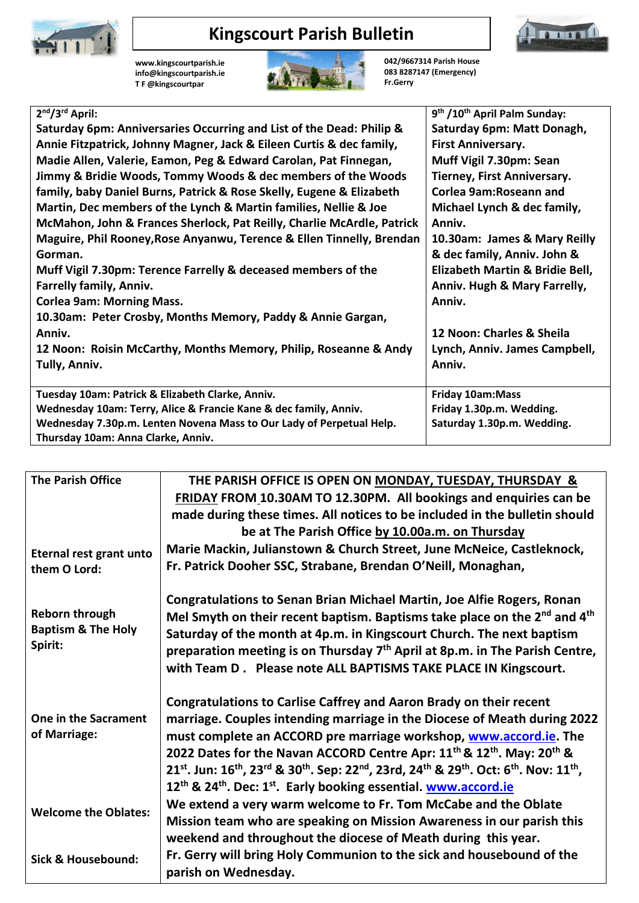# Kingscourt Parish Bulletin

www.kingscourtparish.ie
info@kingscourtparish.ie
T F @kingscourtpar

042/9667314 Parish House
083 8287147 (Emergency)
Fr.Gerry

| 2nd/3rd April: | 9th /10th April Palm Sunday: |
|---|---|
| Saturday 6pm: Anniversaries Occurring and List of the Dead: Philip & Annie Fitzpatrick, Johnny Magner, Jack & Eileen Curtis & dec family, Madie Allen, Valerie, Eamon, Peg & Edward Carolan, Pat Finnegan, Jimmy & Bridie Woods, Tommy Woods & dec members of the Woods family, baby Daniel Burns, Patrick & Rose Skelly, Eugene & Elizabeth Martin, Dec members of the Lynch & Martin families, Nellie & Joe McMahon, John & Frances Sherlock, Pat Reilly, Charlie McArdle, Patrick Maguire, Phil Rooney,Rose Anyanwu, Terence & Ellen Tinnelly, Brendan Gorman.<br>Muff Vigil 7.30pm: Terence Farrelly & deceased members of the Farrelly family, Anniv.<br>Corlea 9am: Morning Mass.<br>10.30am: Peter Crosby, Months Memory, Paddy & Annie Gargan, Anniv.<br>12 Noon: Roisin McCarthy, Months Memory, Philip, Roseanne & Andy Tully, Anniv. | Saturday 6pm: Matt Donagh, First Anniversary.<br>Muff Vigil 7.30pm: Sean Tierney, First Anniversary.<br>Corlea 9am:Roseann and Michael Lynch & dec family, Anniv.<br>10.30am: James & Mary Reilly & dec family, Anniv. John & Elizabeth Martin & Bridie Bell, Anniv. Hugh & Mary Farrelly, Anniv.<br><br>12 Noon: Charles & Sheila Lynch, Anniv. James Campbell, Anniv. |
| Tuesday 10am: Patrick & Elizabeth Clarke, Anniv.<br>Wednesday 10am: Terry, Alice & Francie Kane & dec family, Anniv.<br>Wednesday 7.30p.m. Lenten Novena Mass to Our Lady of Perpetual Help.<br>Thursday 10am: Anna Clarke, Anniv. | Friday 10am:Mass<br>Friday 1.30p.m. Wedding.<br>Saturday 1.30p.m. Wedding. |

| | |
|---|---|
| **The Parish Office** | **THE PARISH OFFICE IS OPEN ON MONDAY, TUESDAY, THURSDAY & FRIDAY FROM 10.30AM TO 12.30PM. All bookings and enquiries can be made during these times. All notices to be included in the bulletin should be at The Parish Office by 10.00a.m. on Thursday** |
| **Eternal rest grant unto them O Lord:** | Marie Mackin, Julianstown & Church Street, June McNeice, Castleknock, Fr. Patrick Dooher SSC, Strabane, Brendan O'Neill, Monaghan, |
| **Reborn through Baptism & The Holy Spirit:** | Congratulations to Senan Brian Michael Martin, Joe Alfie Rogers, Ronan Mel Smyth on their recent baptism. Baptisms take place on the 2nd and 4th Saturday of the month at 4p.m. in Kingscourt Church. The next baptism preparation meeting is on Thursday 7th April at 8p.m. in The Parish Centre, with Team D . Please note ALL BAPTISMS TAKE PLACE IN Kingscourt. |
| **One in the Sacrament of Marriage:** | Congratulations to Carlise Caffrey and Aaron Brady on their recent marriage. Couples intending marriage in the Diocese of Meath during 2022 must complete an ACCORD pre marriage workshop, www.accord.ie. The 2022 Dates for the Navan ACCORD Centre Apr: 11th & 12th. May: 20th & 21st. Jun: 16th, 23rd & 30th. Sep: 22nd, 23rd, 24th & 29th. Oct: 6th. Nov: 11th, 12th & 24th. Dec: 1st. Early booking essential. www.accord.ie |
| **Welcome the Oblates:** | We extend a very warm welcome to Fr. Tom McCabe and the Oblate Mission team who are speaking on Mission Awareness in our parish this weekend and throughout the diocese of Meath during this year. |
| **Sick & Housebound:** | Fr. Gerry will bring Holy Communion to the sick and housebound of the parish on Wednesday. |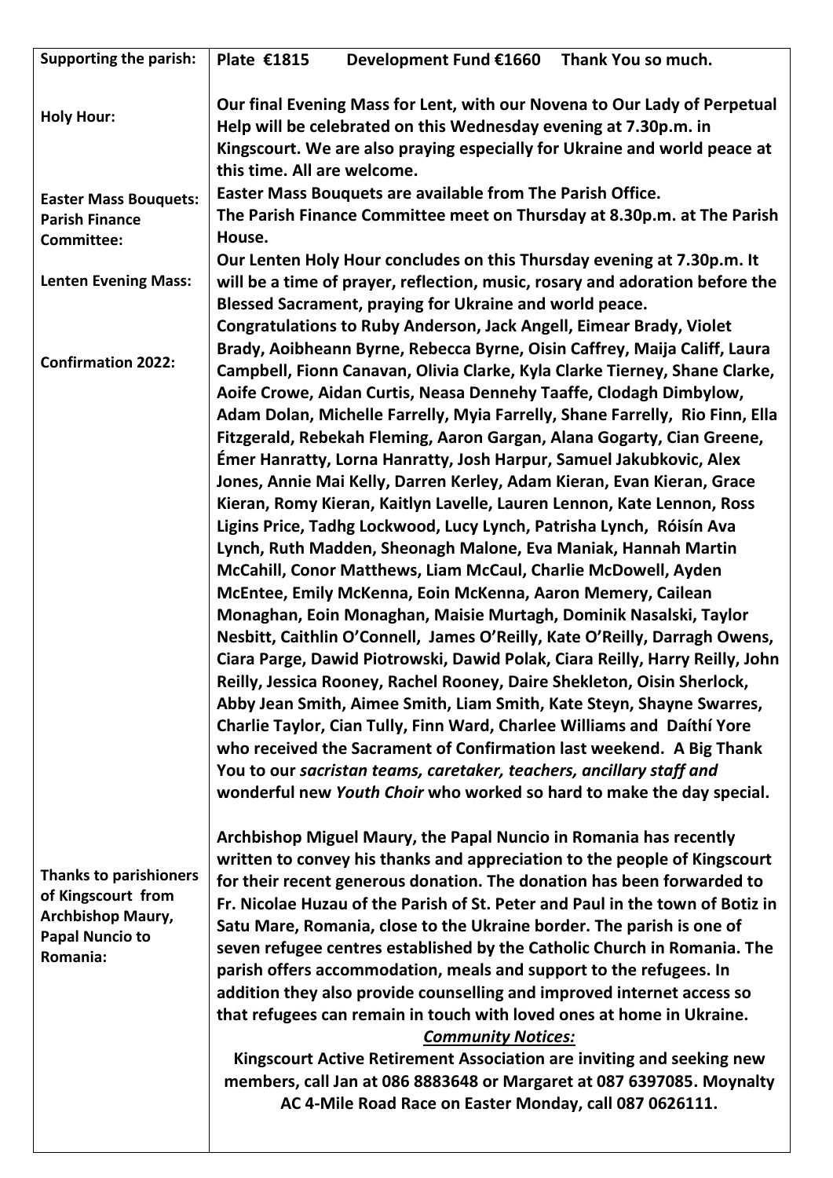| | |
|---|---|
| **Supporting the parish:** | **Plate €1815 Development Fund €1660 Thank You so much.** |
| **Holy Hour:** | **Our final Evening Mass for Lent, with our Novena to Our Lady of Perpetual Help will be celebrated on this Wednesday evening at 7.30p.m. in Kingscourt. We are also praying especially for Ukraine and world peace at this time. All are welcome.** |
| **Easter Mass Bouquets:** | **Easter Mass Bouquets are available from The Parish Office.** |
| **Parish Finance Committee:** | **The Parish Finance Committee meet on Thursday at 8.30p.m. at The Parish House.** |
| **Lenten Evening Mass:** | **Our Lenten Holy Hour concludes on this Thursday evening at 7.30p.m. It will be a time of prayer, reflection, music, rosary and adoration before the Blessed Sacrament, praying for Ukraine and world peace.** |
| **Confirmation 2022:** | **Congratulations to Ruby Anderson, Jack Angell, Eimear Brady, Violet Brady, Aoibheann Byrne, Rebecca Byrne, Oisin Caffrey, Maija Califf, Laura Campbell, Fionn Canavan, Olivia Clarke, Kyla Clarke Tierney, Shane Clarke, Aoife Crowe, Aidan Curtis, Neasa Dennehy Taaffe, Clodagh Dimbylow, Adam Dolan, Michelle Farrelly, Myia Farrelly, Shane Farrelly, Rio Finn, Ella Fitzgerald, Rebekah Fleming, Aaron Gargan, Alana Gogarty, Cian Greene, Émer Hanratty, Lorna Hanratty, Josh Harpur, Samuel Jakubkovic, Alex Jones, Annie Mai Kelly, Darren Kerley, Adam Kieran, Evan Kieran, Grace Kieran, Romy Kieran, Kaitlyn Lavelle, Lauren Lennon, Kate Lennon, Ross Ligins Price, Tadhg Lockwood, Lucy Lynch, Patrisha Lynch, Róisín Ava Lynch, Ruth Madden, Sheonagh Malone, Eva Maniak, Hannah Martin McCahill, Conor Matthews, Liam McCaul, Charlie McDowell, Ayden McEntee, Emily McKenna, Eoin McKenna, Aaron Memery, Cailean Monaghan, Eoin Monaghan, Maisie Murtagh, Dominik Nasalski, Taylor Nesbitt, Caithlin O'Connell, James O'Reilly, Kate O'Reilly, Darragh Owens, Ciara Parge, Dawid Piotrowski, Dawid Polak, Ciara Reilly, Harry Reilly, John Reilly, Jessica Rooney, Rachel Rooney, Daire Shekleton, Oisin Sherlock, Abby Jean Smith, Aimee Smith, Liam Smith, Kate Steyn, Shayne Swarres, Charlie Taylor, Cian Tully, Finn Ward, Charlee Williams and Daíthí Yore who received the Sacrament of Confirmation last weekend. A Big Thank You to our *sacristan teams, caretaker, teachers, ancillary staff and* wonderful new *Youth Choir* who worked so hard to make the day special.** |
| **Thanks to parishioners of Kingscourt from Archbishop Maury, Papal Nuncio to Romania:** | **Archbishop Miguel Maury, the Papal Nuncio in Romania has recently written to convey his thanks and appreciation to the people of Kingscourt for their recent generous donation. The donation has been forwarded to Fr. Nicolae Huzau of the Parish of St. Peter and Paul in the town of Botiz in Satu Mare, Romania, close to the Ukraine border. The parish is one of seven refugee centres established by the Catholic Church in Romania. The parish offers accommodation, meals and support to the refugees. In addition they also provide counselling and improved internet access so that refugees can remain in touch with loved ones at home in Ukraine.** <br> ***Community Notices:*** <br> **Kingscourt Active Retirement Association are inviting and seeking new members, call Jan at 086 8883648 or Margaret at 087 6397085. Moynalty AC 4-Mile Road Race on Easter Monday, call 087 0626111.** |